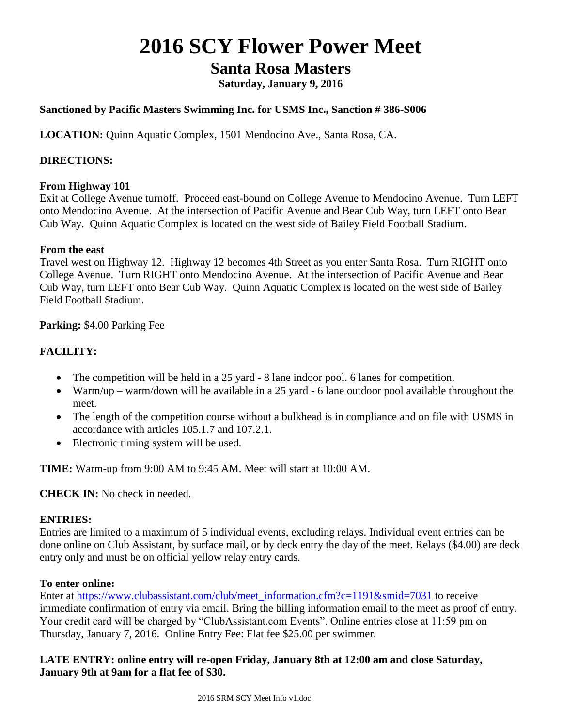# 2016 SCY Flower Power Meet

## Santa Rosa Masters

**Saturday, January 9, 2016**

**Sanctioned by Pacific Masters Swimming Inc. for USMS Inc., Sanction # 386-S006**

**LOCATION:** Quinn Aquatic Complex, 1501 Mendocino Ave., Santa Rosa, CA.

**DIRECTIONS:**

**From Highway 101**
Exit at College Avenue turnoff. Proceed east-bound on College Avenue to Mendocino Avenue. Turn LEFT onto Mendocino Avenue. At the intersection of Pacific Avenue and Bear Cub Way, turn LEFT onto Bear Cub Way. Quinn Aquatic Complex is located on the west side of Bailey Field Football Stadium.

**From the east**
Travel west on Highway 12. Highway 12 becomes 4th Street as you enter Santa Rosa. Turn RIGHT onto College Avenue. Turn RIGHT onto Mendocino Avenue. At the intersection of Pacific Avenue and Bear Cub Way, turn LEFT onto Bear Cub Way. Quinn Aquatic Complex is located on the west side of Bailey Field Football Stadium.

**Parking:** $4.00 Parking Fee

**FACILITY:**

- The competition will be held in a 25 yard - 8 lane indoor pool. 6 lanes for competition.
- Warm/up – warm/down will be available in a 25 yard - 6 lane outdoor pool available throughout the meet.
- The length of the competition course without a bulkhead is in compliance and on file with USMS in accordance with articles 105.1.7 and 107.2.1.
- Electronic timing system will be used.

**TIME:** Warm-up from 9:00 AM to 9:45 AM. Meet will start at 10:00 AM.

**CHECK IN:** No check in needed.

**ENTRIES:**
Entries are limited to a maximum of 5 individual events, excluding relays. Individual event entries can be done online on Club Assistant, by surface mail, or by deck entry the day of the meet. Relays ($4.00) are deck entry only and must be on official yellow relay entry cards.

**To enter online:**
Enter at https://www.clubassistant.com/club/meet_information.cfm?c=1191&smid=7031 to receive immediate confirmation of entry via email. Bring the billing information email to the meet as proof of entry. Your credit card will be charged by "ClubAssistant.com Events". Online entries close at 11:59 pm on Thursday, January 7, 2016. Online Entry Fee: Flat fee $25.00 per swimmer.

**LATE ENTRY: online entry will re-open Friday, January 8th at 12:00 am and close Saturday, January 9th at 9am for a flat fee of $30.**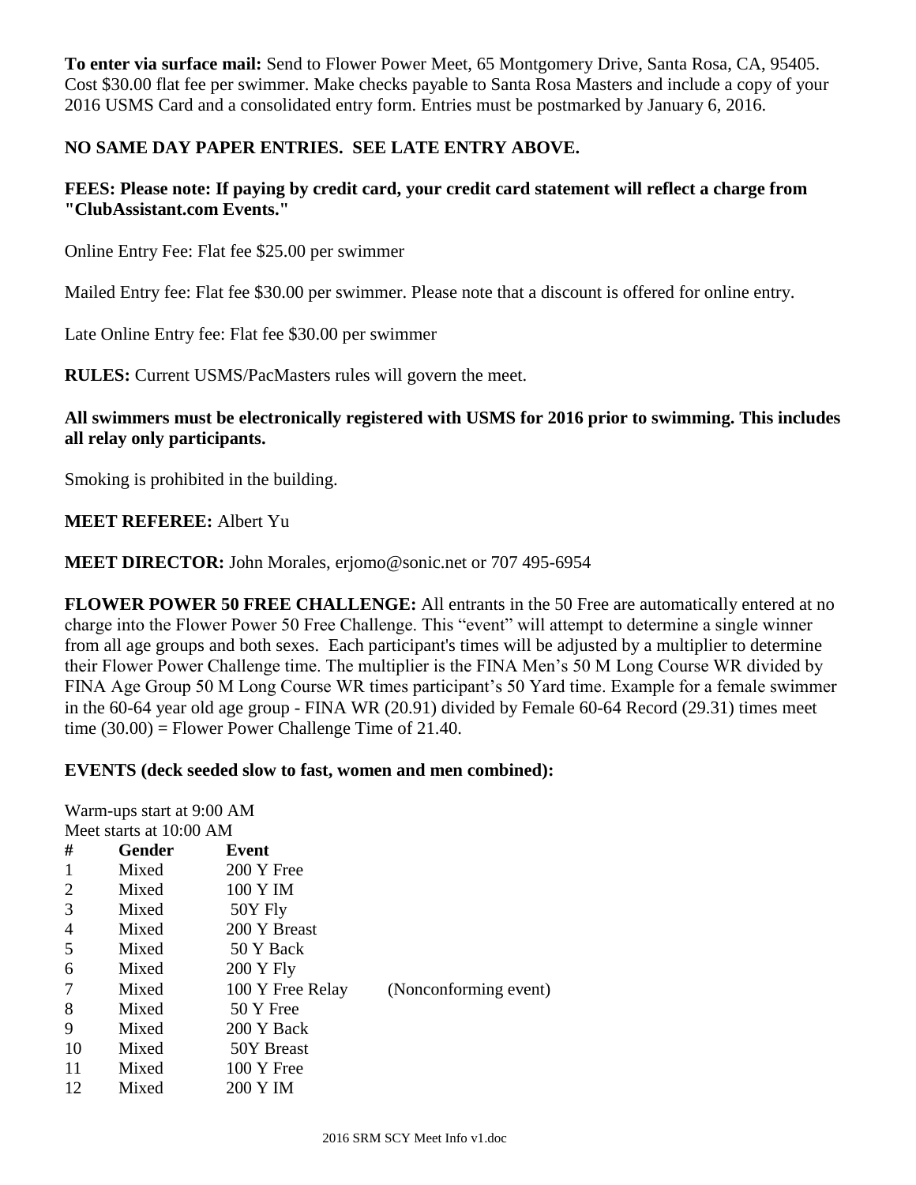**To enter via surface mail:** Send to Flower Power Meet, 65 Montgomery Drive, Santa Rosa, CA, 95405. Cost $30.00 flat fee per swimmer. Make checks payable to Santa Rosa Masters and include a copy of your 2016 USMS Card and a consolidated entry form. Entries must be postmarked by January 6, 2016.

**NO SAME DAY PAPER ENTRIES. SEE LATE ENTRY ABOVE.**

**FEES: Please note: If paying by credit card, your credit card statement will reflect a charge from "ClubAssistant.com Events."**

Online Entry Fee: Flat fee $25.00 per swimmer

Mailed Entry fee: Flat fee $30.00 per swimmer. Please note that a discount is offered for online entry.

Late Online Entry fee: Flat fee $30.00 per swimmer

**RULES:** Current USMS/PacMasters rules will govern the meet.

**All swimmers must be electronically registered with USMS for 2016 prior to swimming. This includes all relay only participants.**

Smoking is prohibited in the building.

**MEET REFEREE:** Albert Yu

**MEET DIRECTOR:** John Morales, erjomo@sonic.net or 707 495-6954

**FLOWER POWER 50 FREE CHALLENGE:** All entrants in the 50 Free are automatically entered at no charge into the Flower Power 50 Free Challenge. This "event" will attempt to determine a single winner from all age groups and both sexes. Each participant's times will be adjusted by a multiplier to determine their Flower Power Challenge time. The multiplier is the FINA Men's 50 M Long Course WR divided by FINA Age Group 50 M Long Course WR times participant's 50 Yard time. Example for a female swimmer in the 60-64 year old age group - FINA WR (20.91) divided by Female 60-64 Record (29.31) times meet time (30.00) = Flower Power Challenge Time of 21.40.

**EVENTS (deck seeded slow to fast, women and men combined):**

Warm-ups start at 9:00 AM
Meet starts at 10:00 AM

| # | Gender | Event | |
|---|---|---|---|
| 1 | Mixed | 200 Y Free | |
| 2 | Mixed | 100 Y IM | |
| 3 | Mixed | 50Y Fly | |
| 4 | Mixed | 200 Y Breast | |
| 5 | Mixed | 50 Y Back | |
| 6 | Mixed | 200 Y Fly | |
| 7 | Mixed | 100 Y Free Relay | (Nonconforming event) |
| 8 | Mixed | 50 Y Free | |
| 9 | Mixed | 200 Y Back | |
| 10 | Mixed | 50Y Breast | |
| 11 | Mixed | 100 Y Free | |
| 12 | Mixed | 200 Y IM | |